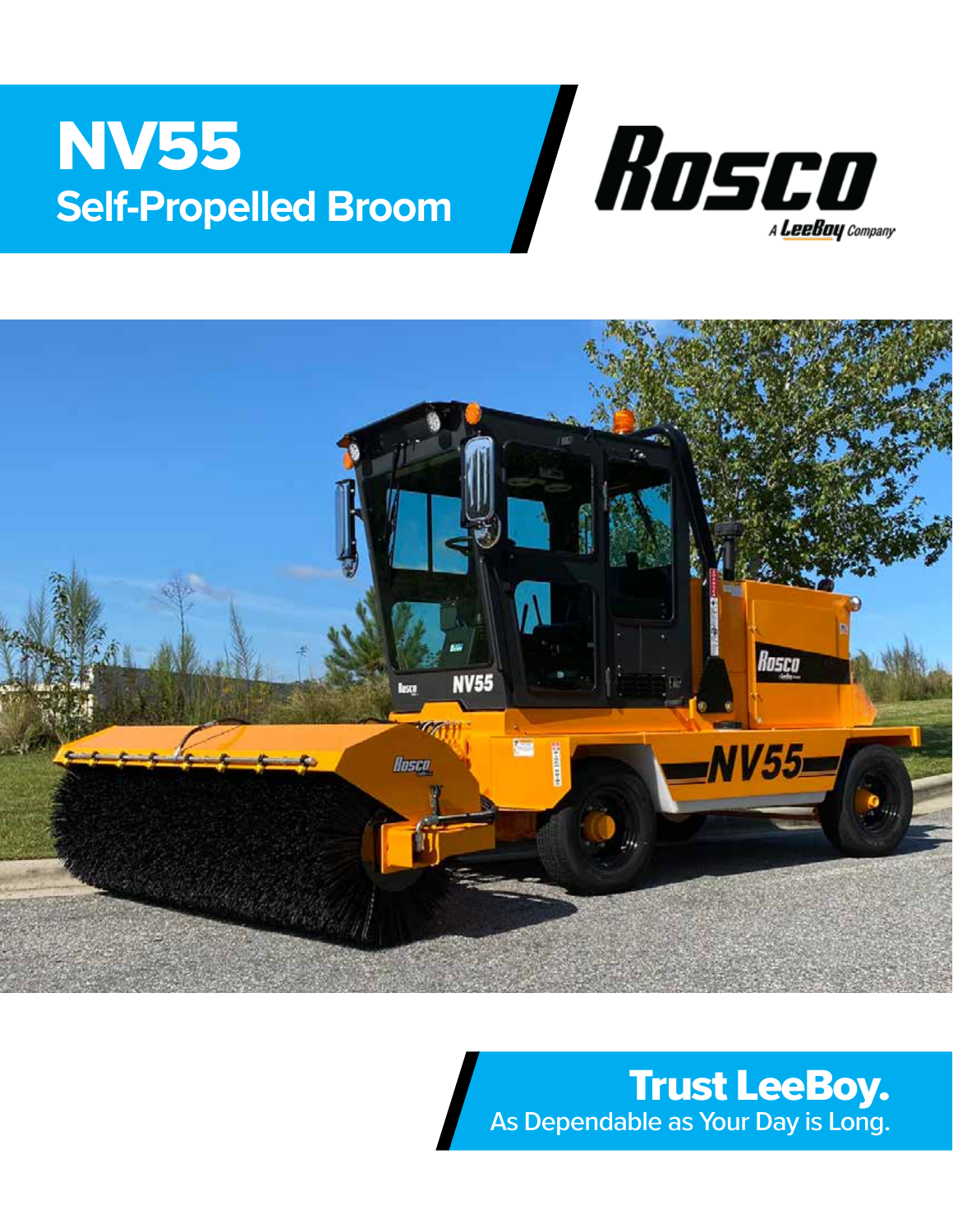# NV55

## Self-Propelled Broom

Rosco

A LeeBoy Company

**Trust LeeBoy.**

As Dependable as Your Day is Long.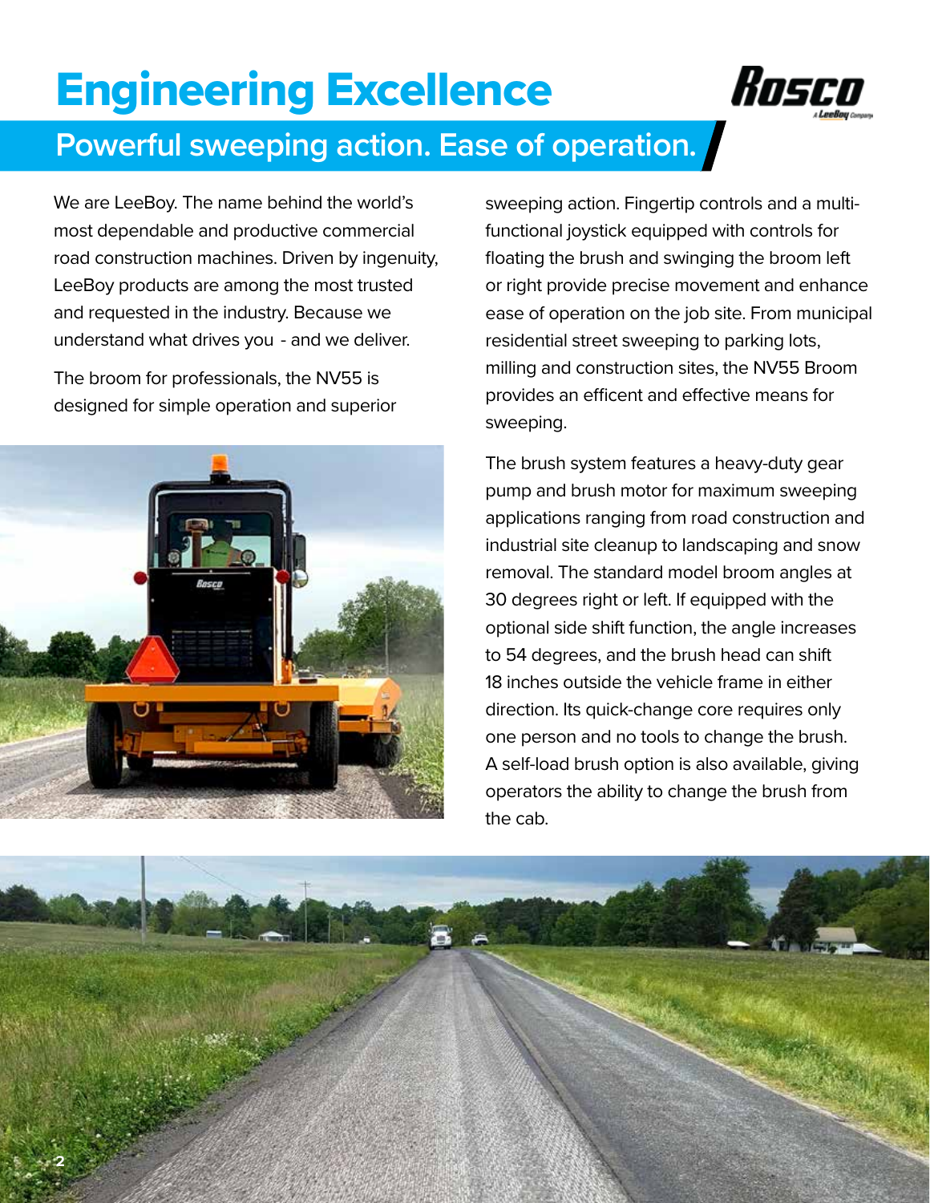# Engineering Excellence

## Powerful sweeping action. Ease of operation.

We are LeeBoy. The name behind the world's most dependable and productive commercial road construction machines. Driven by ingenuity, LeeBoy products are among the most trusted and requested in the industry. Because we understand what drives you - and we deliver.

The broom for professionals, the NV55 is designed for simple operation and superior sweeping action. Fingertip controls and a multi-functional joystick equipped with controls for floating the brush and swinging the broom left or right provide precise movement and enhance ease of operation on the job site. From municipal residential street sweeping to parking lots, milling and construction sites, the NV55 Broom provides an efficent and effective means for sweeping.

The brush system features a heavy-duty gear pump and brush motor for maximum sweeping applications ranging from road construction and industrial site cleanup to landscaping and snow removal. The standard model broom angles at 30 degrees right or left. If equipped with the optional side shift function, the angle increases to 54 degrees, and the brush head can shift 18 inches outside the vehicle frame in either direction. Its quick-change core requires only one person and no tools to change the brush. A self-load brush option is also available, giving operators the ability to change the brush from the cab.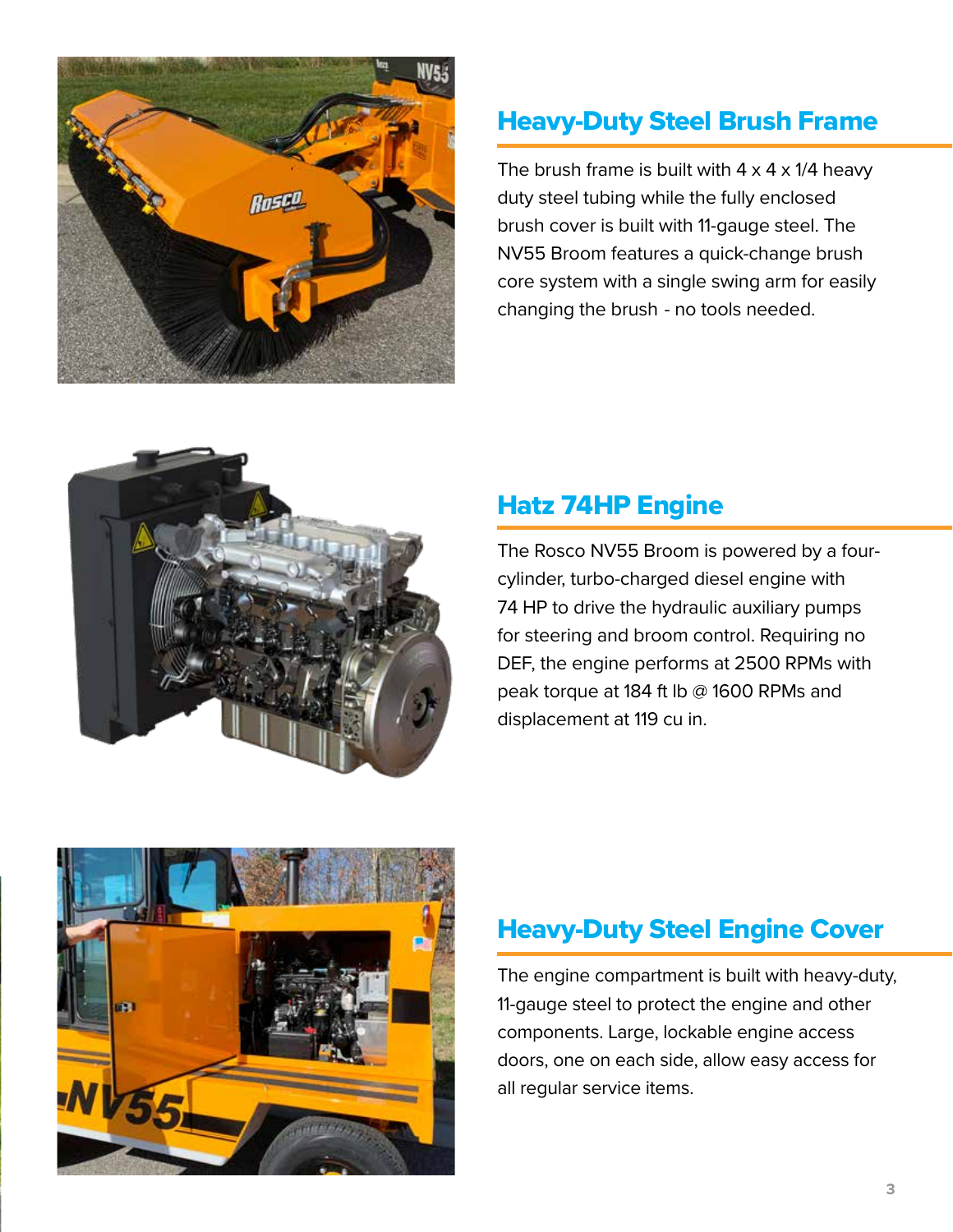## Heavy-Duty Steel Brush Frame

The brush frame is built with 4 x 4 x 1/4 heavy duty steel tubing while the fully enclosed brush cover is built with 11-gauge steel. The NV55 Broom features a quick-change brush core system with a single swing arm for easily changing the brush - no tools needed.

## Hatz 74HP Engine

The Rosco NV55 Broom is powered by a four-cylinder, turbo-charged diesel engine with 74 HP to drive the hydraulic auxiliary pumps for steering and broom control. Requiring no DEF, the engine performs at 2500 RPMs with peak torque at 184 ft lb @ 1600 RPMs and displacement at 119 cu in.

## Heavy-Duty Steel Engine Cover

The engine compartment is built with heavy-duty, 11-gauge steel to protect the engine and other components. Large, lockable engine access doors, one on each side, allow easy access for all regular service items.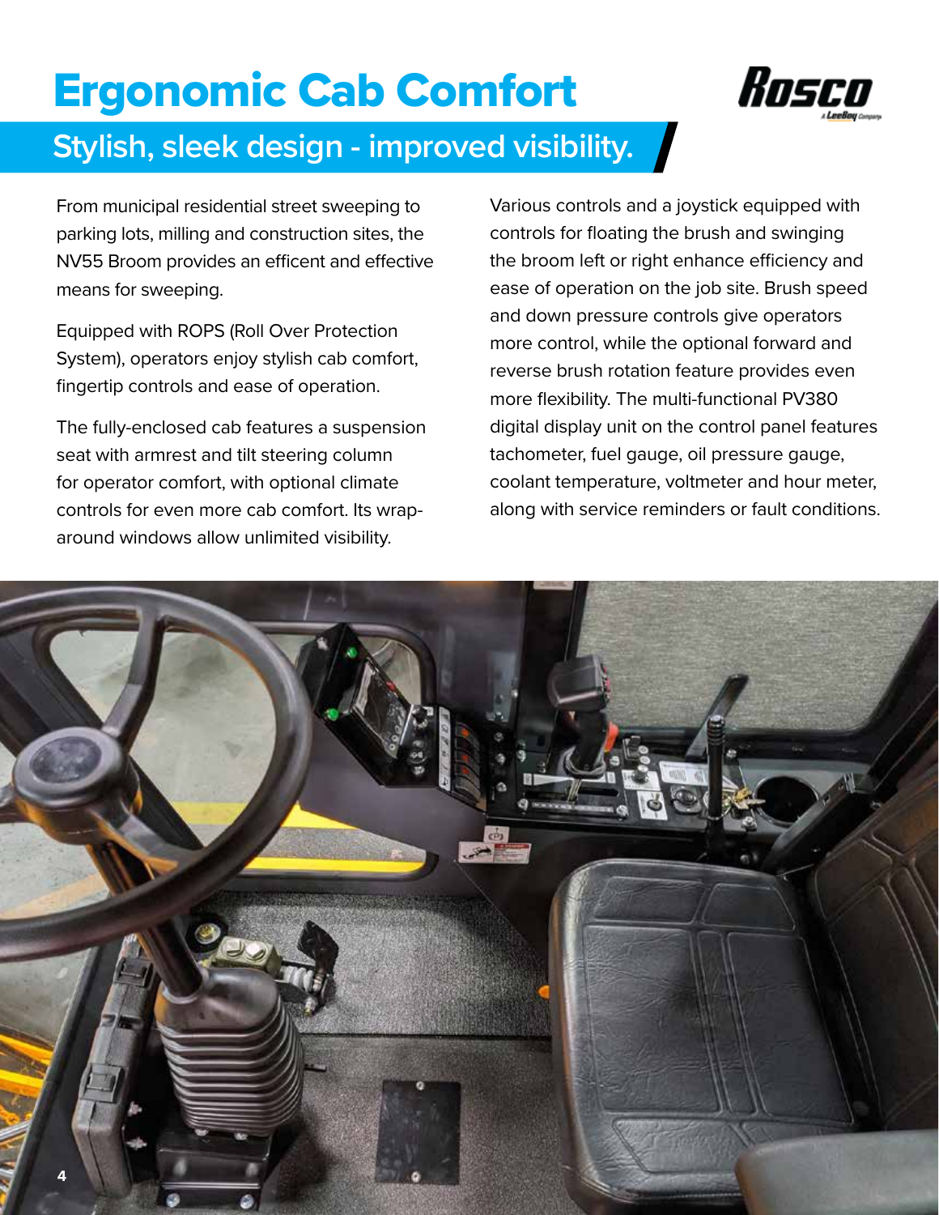# Ergonomic Cab Comfort

## Stylish, sleek design - improved visibility.

From municipal residential street sweeping to parking lots, milling and construction sites, the NV55 Broom provides an efficent and effective means for sweeping.

Equipped with ROPS (Roll Over Protection System), operators enjoy stylish cab comfort, fingertip controls and ease of operation.

The fully-enclosed cab features a suspension seat with armrest and tilt steering column for operator comfort, with optional climate controls for even more cab comfort. Its wrap-around windows allow unlimited visibility.

Various controls and a joystick equipped with controls for floating the brush and swinging the broom left or right enhance efficiency and ease of operation on the job site. Brush speed and down pressure controls give operators more control, while the optional forward and reverse brush rotation feature provides even more flexibility. The multi-functional PV380 digital display unit on the control panel features tachometer, fuel gauge, oil pressure gauge, coolant temperature, voltmeter and hour meter, along with service reminders or fault conditions.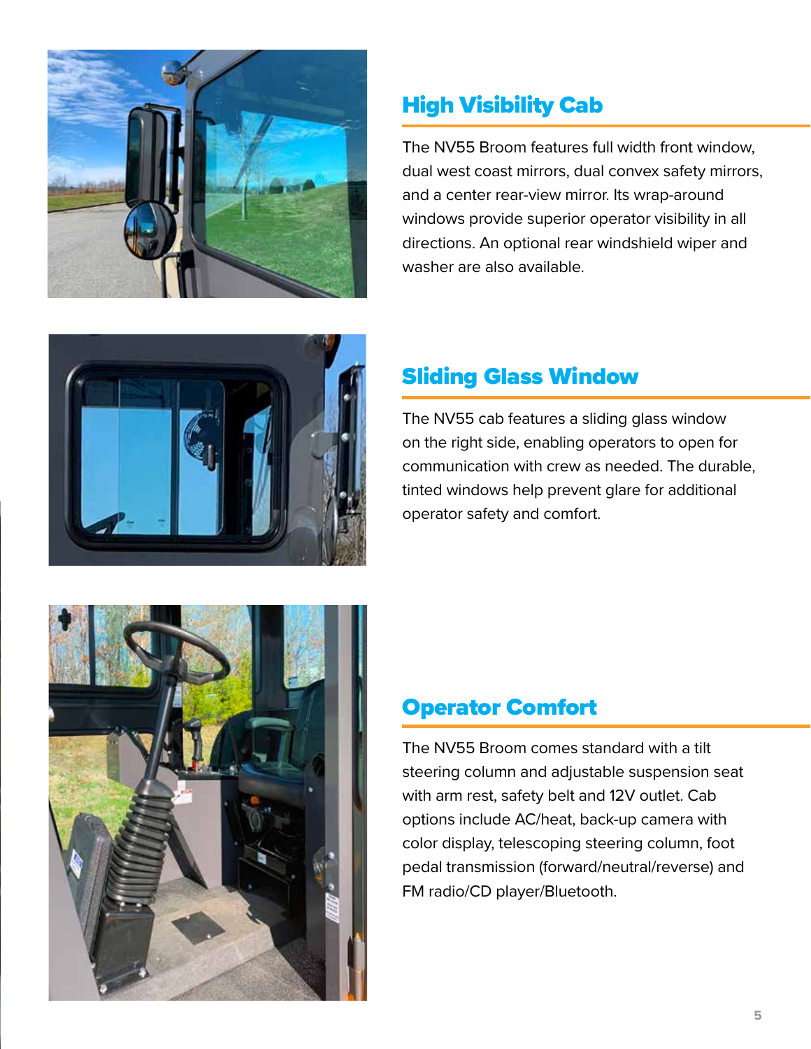## High Visibility Cab

The NV55 Broom features full width front window, dual west coast mirrors, dual convex safety mirrors, and a center rear-view mirror. Its wrap-around windows provide superior operator visibility in all directions. An optional rear windshield wiper and washer are also available.

## Sliding Glass Window

The NV55 cab features a sliding glass window on the right side, enabling operators to open for communication with crew as needed. The durable, tinted windows help prevent glare for additional operator safety and comfort.

## Operator Comfort

The NV55 Broom comes standard with a tilt steering column and adjustable suspension seat with arm rest, safety belt and 12V outlet. Cab options include AC/heat, back-up camera with color display, telescoping steering column, foot pedal transmission (forward/neutral/reverse) and FM radio/CD player/Bluetooth.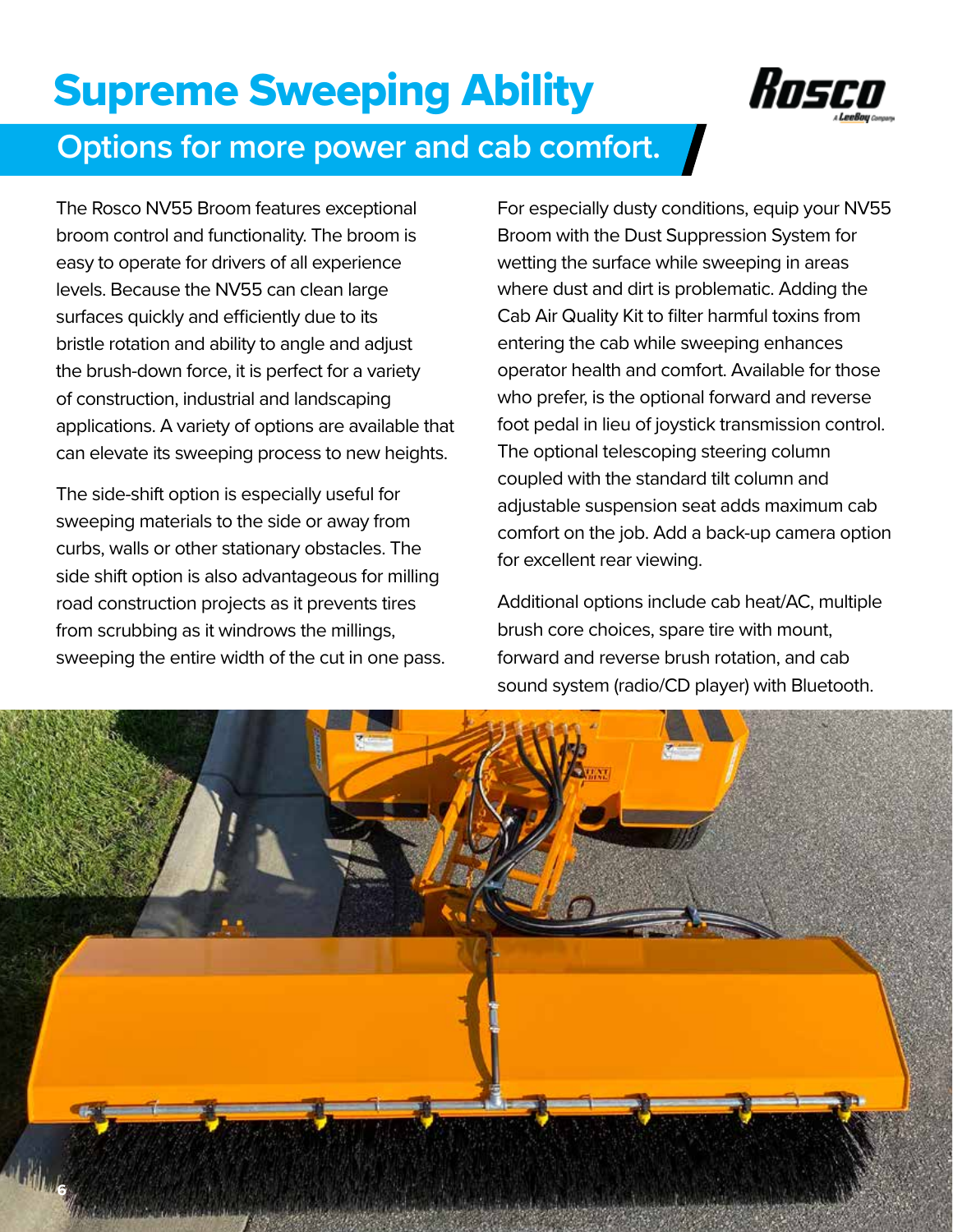# Supreme Sweeping Ability

## Options for more power and cab comfort.

The Rosco NV55 Broom features exceptional broom control and functionality. The broom is easy to operate for drivers of all experience levels. Because the NV55 can clean large surfaces quickly and efficiently due to its bristle rotation and ability to angle and adjust the brush-down force, it is perfect for a variety of construction, industrial and landscaping applications. A variety of options are available that can elevate its sweeping process to new heights.

The side-shift option is especially useful for sweeping materials to the side or away from curbs, walls or other stationary obstacles. The side shift option is also advantageous for milling road construction projects as it prevents tires from scrubbing as it windrows the millings, sweeping the entire width of the cut in one pass.

For especially dusty conditions, equip your NV55 Broom with the Dust Suppression System for wetting the surface while sweeping in areas where dust and dirt is problematic. Adding the Cab Air Quality Kit to filter harmful toxins from entering the cab while sweeping enhances operator health and comfort. Available for those who prefer, is the optional forward and reverse foot pedal in lieu of joystick transmission control. The optional telescoping steering column coupled with the standard tilt column and adjustable suspension seat adds maximum cab comfort on the job. Add a back-up camera option for excellent rear viewing.

Additional options include cab heat/AC, multiple brush core choices, spare tire with mount, forward and reverse brush rotation, and cab sound system (radio/CD player) with Bluetooth.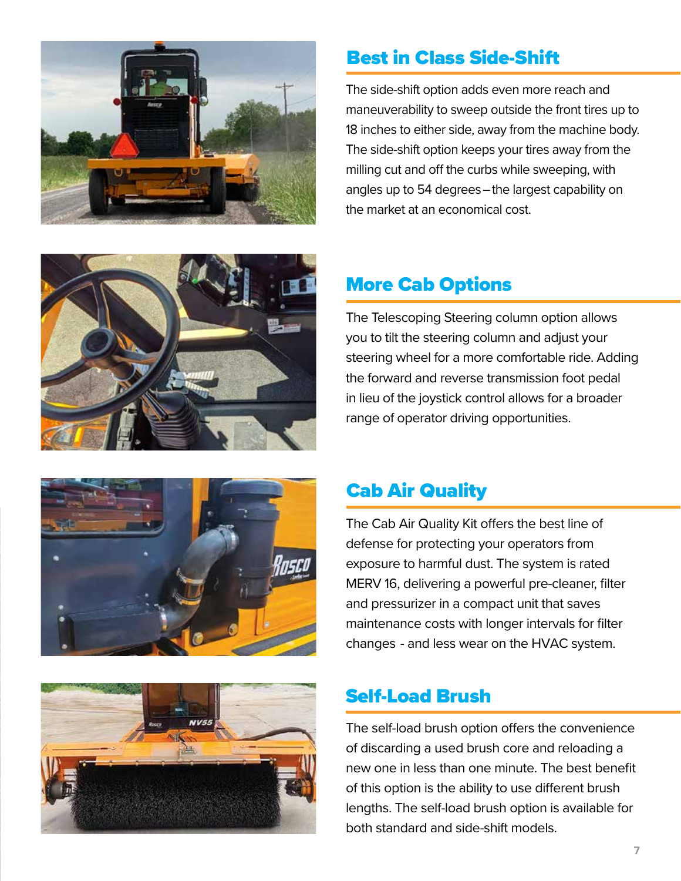## Best in Class Side-Shift

The side-shift option adds even more reach and maneuverability to sweep outside the front tires up to 18 inches to either side, away from the machine body. The side-shift option keeps your tires away from the milling cut and off the curbs while sweeping, with angles up to 54 degrees – the largest capability on the market at an economical cost.

## More Cab Options

The Telescoping Steering column option allows you to tilt the steering column and adjust your steering wheel for a more comfortable ride. Adding the forward and reverse transmission foot pedal in lieu of the joystick control allows for a broader range of operator driving opportunities.

## Cab Air Quality

The Cab Air Quality Kit offers the best line of defense for protecting your operators from exposure to harmful dust. The system is rated MERV 16, delivering a powerful pre-cleaner, filter and pressurizer in a compact unit that saves maintenance costs with longer intervals for filter changes - and less wear on the HVAC system.

## Self-Load Brush

The self-load brush option offers the convenience of discarding a used brush core and reloading a new one in less than one minute. The best benefit of this option is the ability to use different brush lengths. The self-load brush option is available for both standard and side-shift models.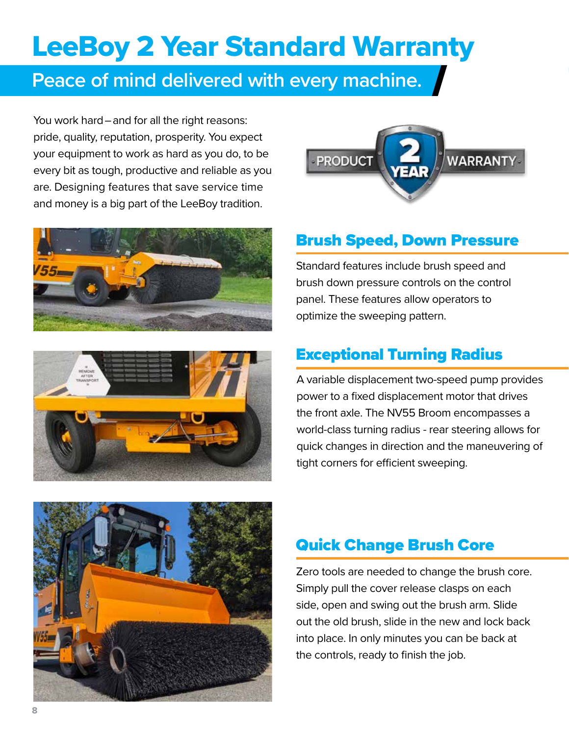# LeeBoy 2 Year Standard Warranty

## Peace of mind delivered with every machine.

You work hard – and for all the right reasons: pride, quality, reputation, prosperity. You expect your equipment to work as hard as you do, to be every bit as tough, productive and reliable as you are. Designing features that save service time and money is a big part of the LeeBoy tradition.

### Brush Speed, Down Pressure

Standard features include brush speed and brush down pressure controls on the control panel. These features allow operators to optimize the sweeping pattern.

### Exceptional Turning Radius

A variable displacement two-speed pump provides power to a fixed displacement motor that drives the front axle. The NV55 Broom encompasses a world-class turning radius - rear steering allows for quick changes in direction and the maneuvering of tight corners for efficient sweeping.

### Quick Change Brush Core

Zero tools are needed to change the brush core. Simply pull the cover release clasps on each side, open and swing out the brush arm. Slide out the old brush, slide in the new and lock back into place. In only minutes you can be back at the controls, ready to finish the job.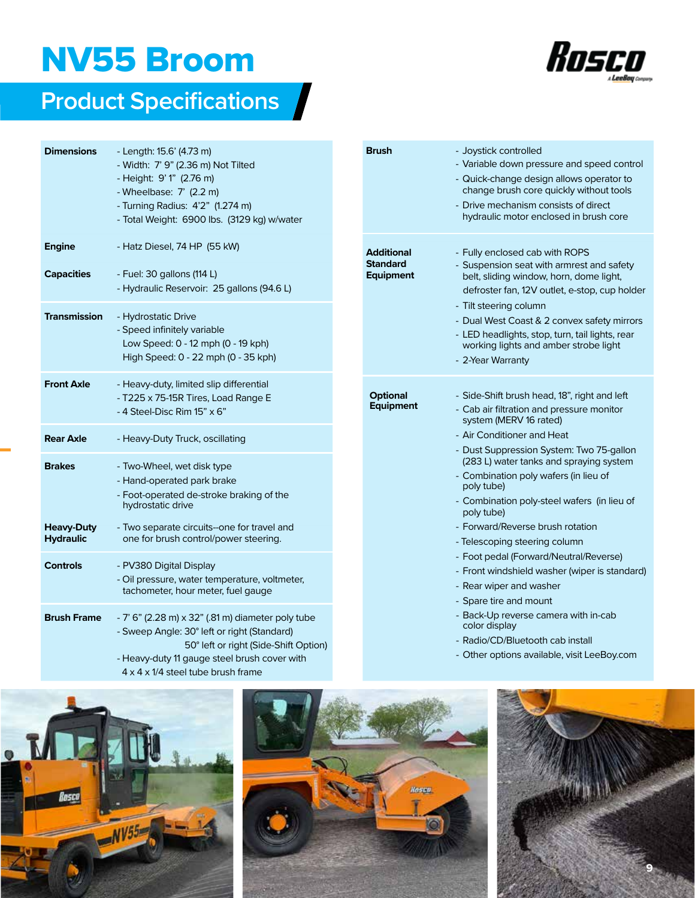# NV55 Broom

## Product Specifications

| | |
|---|---|
| **Dimensions** | - Length: 15.6' (4.73 m)<br>- Width: 7' 9" (2.36 m) Not Tilted<br>- Height: 9' 1" (2.76 m)<br>- Wheelbase: 7' (2.2 m)<br>- Turning Radius: 4'2" (1.274 m)<br>- Total Weight: 6900 lbs. (3129 kg) w/water |
| **Engine** | - Hatz Diesel, 74 HP (55 kW) |
| **Capacities** | - Fuel: 30 gallons (114 L)<br>- Hydraulic Reservoir: 25 gallons (94.6 L) |
| **Transmission** | - Hydrostatic Drive<br>- Speed infinitely variable<br>Low Speed: 0 - 12 mph (0 - 19 kph)<br>High Speed: 0 - 22 mph (0 - 35 kph) |
| **Front Axle** | - Heavy-duty, limited slip differential<br>- T225 x 75-15R Tires, Load Range E<br>- 4 Steel-Disc Rim 15" x 6" |
| **Rear Axle** | - Heavy-Duty Truck, oscillating |
| **Brakes** | - Two-Wheel, wet disk type<br>- Hand-operated park brake<br>- Foot-operated de-stroke braking of the hydrostatic drive |
| **Heavy-Duty Hydraulic** | - Two separate circuits--one for travel and one for brush control/power steering. |
| **Controls** | - PV380 Digital Display<br>- Oil pressure, water temperature, voltmeter, tachometer, hour meter, fuel gauge |
| **Brush Frame** | - 7' 6" (2.28 m) x 32" (.81 m) diameter poly tube<br>- Sweep Angle: 30° left or right (Standard)<br>50° left or right (Side-Shift Option)<br>- Heavy-duty 11 gauge steel brush cover with 4 x 4 x 1/4 steel tube brush frame |
| **Brush** | - Joystick controlled<br>- Variable down pressure and speed control<br>- Quick-change design allows operator to change brush core quickly without tools<br>- Drive mechanism consists of direct hydraulic motor enclosed in brush core |
| **Additional Standard Equipment** | - Fully enclosed cab with ROPS<br>- Suspension seat with armrest and safety belt, sliding window, horn, dome light, defroster fan, 12V outlet, e-stop, cup holder<br>- Tilt steering column<br>- Dual West Coast & 2 convex safety mirrors<br>- LED headlights, stop, turn, tail lights, rear working lights and amber strobe light<br>- 2-Year Warranty |
| **Optional Equipment** | - Side-Shift brush head, 18", right and left<br>- Cab air filtration and pressure monitor system (MERV 16 rated)<br>- Air Conditioner and Heat<br>- Dust Suppression System: Two 75-gallon (283 L) water tanks and spraying system<br>- Combination poly wafers (in lieu of poly tube)<br>- Combination poly-steel wafers (in lieu of poly tube)<br>- Forward/Reverse brush rotation<br>- Telescoping steering column<br>- Foot pedal (Forward/Neutral/Reverse)<br>- Front windshield washer (wiper is standard)<br>- Rear wiper and washer<br>- Spare tire and mount<br>- Back-Up reverse camera with in-cab color display<br>- Radio/CD/Bluetooth cab install<br>- Other options available, visit LeeBoy.com |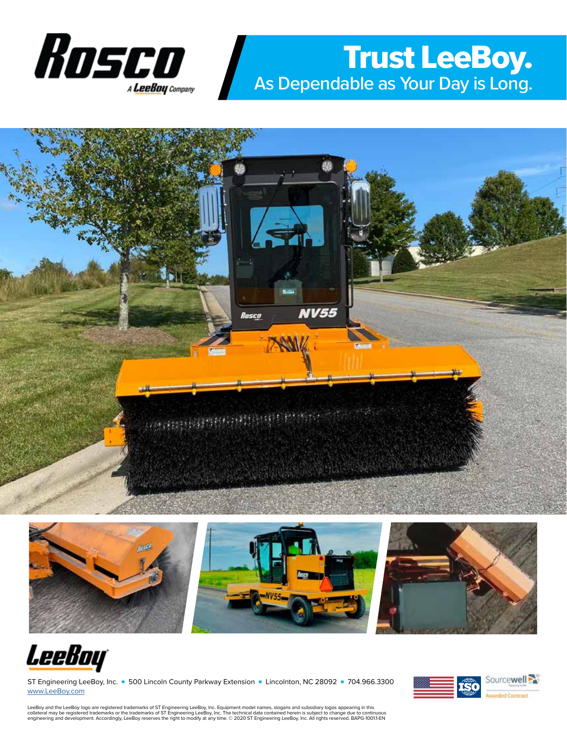Rosco

A LeeBoy Company

# Trust LeeBoy.

## As Dependable as Your Day is Long.

LeeBoy

ST Engineering LeeBoy, Inc. ▪ 500 Lincoln County Parkway Extension ▪ Lincolnton, NC 28092 ▪ 704.966.3300
www.LeeBoy.com

Sourcewell Awarded Contract

LeeBoy and the LeeBoy logo are registered trademarks of ST Engineering LeeBoy, Inc. Equipment model names, slogans and subsidiary logos appearing in this collateral may be registered trademarks or the trademarks of ST Engineering LeeBoy, Inc. The technical data contained herein is subject to change due to continuous engineering and development. Accordingly, LeeBoy reserves the right to modify at any time. © 2020 ST Engineering LeeBoy, Inc. All rights reserved. BAPG-1001.1-EN